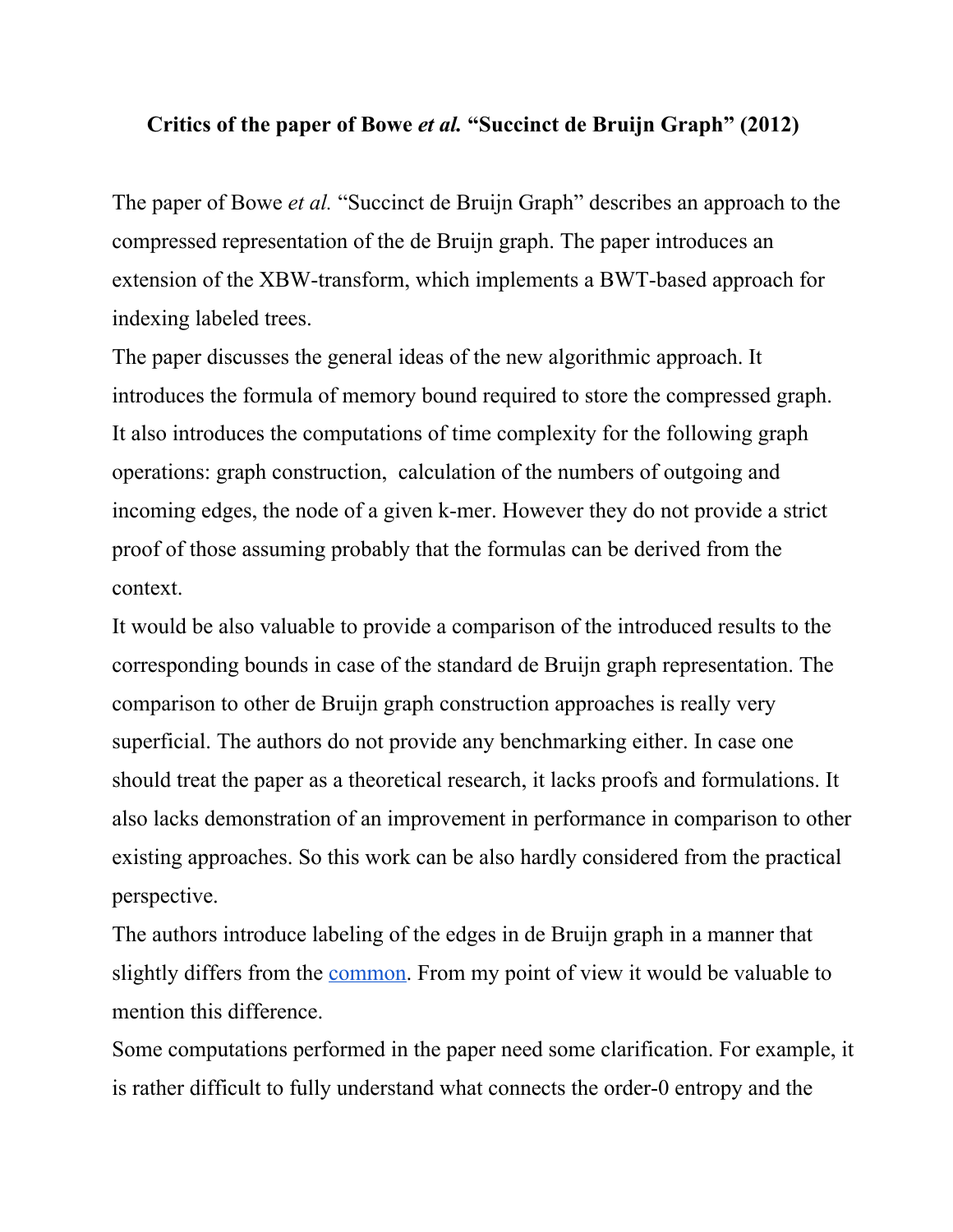**Critics of the paper of Bowe *et al.* "Succinct de Bruijn Graph" (2012)**

The paper of Bowe *et al.* "Succinct de Bruijn Graph" describes an approach to the compressed representation of the de Bruijn graph. The paper introduces an extension of the XBW-transform, which implements a BWT-based approach for indexing labeled trees.

The paper discusses the general ideas of the new algorithmic approach. It introduces the formula of memory bound required to store the compressed graph. It also introduces the computations of time complexity for the following graph operations: graph construction, calculation of the numbers of outgoing and incoming edges, the node of a given k-mer. However they do not provide a strict proof of those assuming probably that the formulas can be derived from the context.

It would be also valuable to provide a comparison of the introduced results to the corresponding bounds in case of the standard de Bruijn graph representation. The comparison to other de Bruijn graph construction approaches is really very superficial. The authors do not provide any benchmarking either. In case one should treat the paper as a theoretical research, it lacks proofs and formulations. It also lacks demonstration of an improvement in performance in comparison to other existing approaches. So this work can be also hardly considered from the practical perspective.

The authors introduce labeling of the edges in de Bruijn graph in a manner that slightly differs from the common. From my point of view it would be valuable to mention this difference.

Some computations performed in the paper need some clarification. For example, it is rather difficult to fully understand what connects the order-0 entropy and the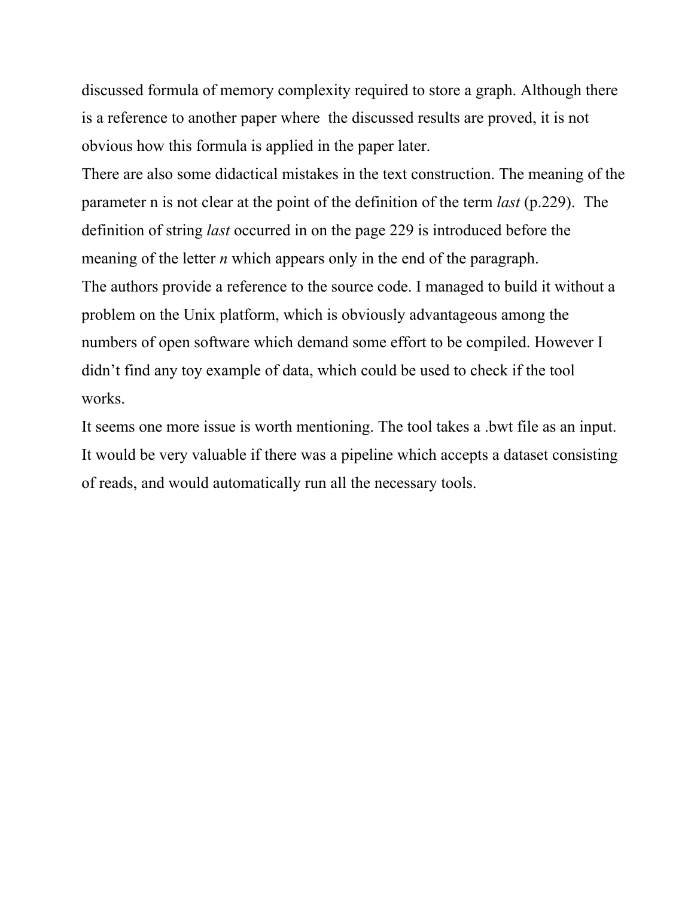discussed formula of memory complexity required to store a graph. Although there is a reference to another paper where the discussed results are proved, it is not obvious how this formula is applied in the paper later.

There are also some didactical mistakes in the text construction. The meaning of the parameter n is not clear at the point of the definition of the term *last* (p.229). The definition of string *last* occurred in on the page 229 is introduced before the meaning of the letter *n* which appears only in the end of the paragraph.

The authors provide a reference to the source code. I managed to build it without a problem on the Unix platform, which is obviously advantageous among the numbers of open software which demand some effort to be compiled. However I didn't find any toy example of data, which could be used to check if the tool works.

It seems one more issue is worth mentioning. The tool takes a .bwt file as an input. It would be very valuable if there was a pipeline which accepts a dataset consisting of reads, and would automatically run all the necessary tools.